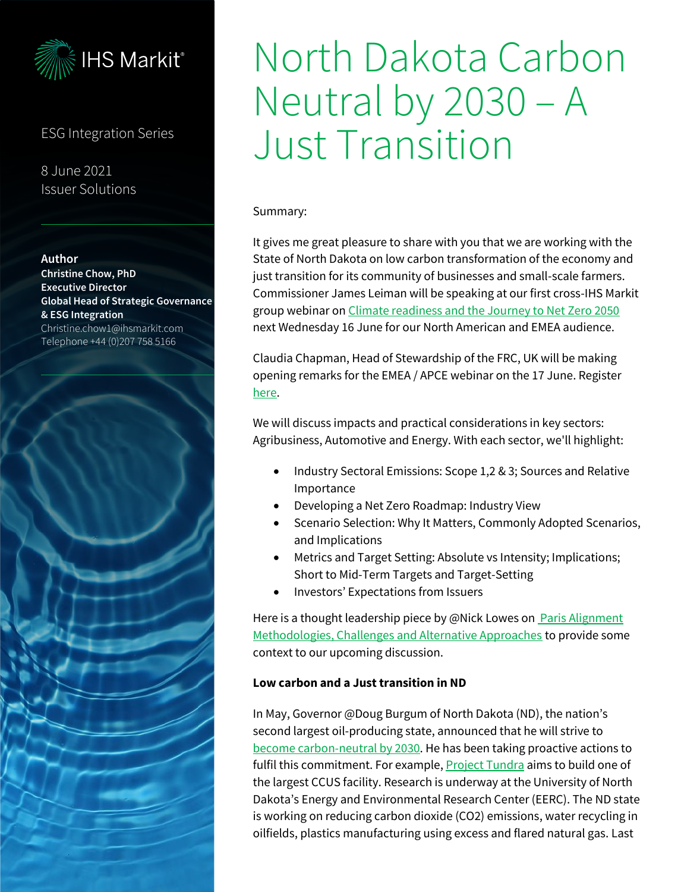IHS Markit®

ESG Integration Series

8 June 2021
Issuer Solutions

**Author**
**Christine Chow, PhD**
**Executive Director**
**Global Head of Strategic Governance & ESG Integration**
Christine.chow1@ihsmarkit.com
Telephone +44 (0)207 758 5166

# North Dakota Carbon Neutral by 2030 – A Just Transition

Summary:

It gives me great pleasure to share with you that we are working with the State of North Dakota on low carbon transformation of the economy and just transition for its community of businesses and small-scale farmers. Commissioner James Leiman will be speaking at our first cross-IHS Markit group webinar on Climate readiness and the Journey to Net Zero 2050 next Wednesday 16 June for our North American and EMEA audience.

Claudia Chapman, Head of Stewardship of the FRC, UK will be making opening remarks for the EMEA / APCE webinar on the 17 June. Register here.

We will discuss impacts and practical considerations in key sectors: Agribusiness, Automotive and Energy. With each sector, we'll highlight:

- Industry Sectoral Emissions: Scope 1,2 & 3; Sources and Relative Importance
- Developing a Net Zero Roadmap: Industry View
- Scenario Selection: Why It Matters, Commonly Adopted Scenarios, and Implications
- Metrics and Target Setting: Absolute vs Intensity; Implications; Short to Mid-Term Targets and Target-Setting
- Investors' Expectations from Issuers

Here is a thought leadership piece by @Nick Lowes on Paris Alignment Methodologies, Challenges and Alternative Approaches to provide some context to our upcoming discussion.

**Low carbon and a Just transition in ND**

In May, Governor @Doug Burgum of North Dakota (ND), the nation's second largest oil-producing state, announced that he will strive to become carbon-neutral by 2030. He has been taking proactive actions to fulfil this commitment. For example, Project Tundra aims to build one of the largest CCUS facility. Research is underway at the University of North Dakota's Energy and Environmental Research Center (EERC). The ND state is working on reducing carbon dioxide ($CO_2$) emissions, water recycling in oilfields, plastics manufacturing using excess and flared natural gas. Last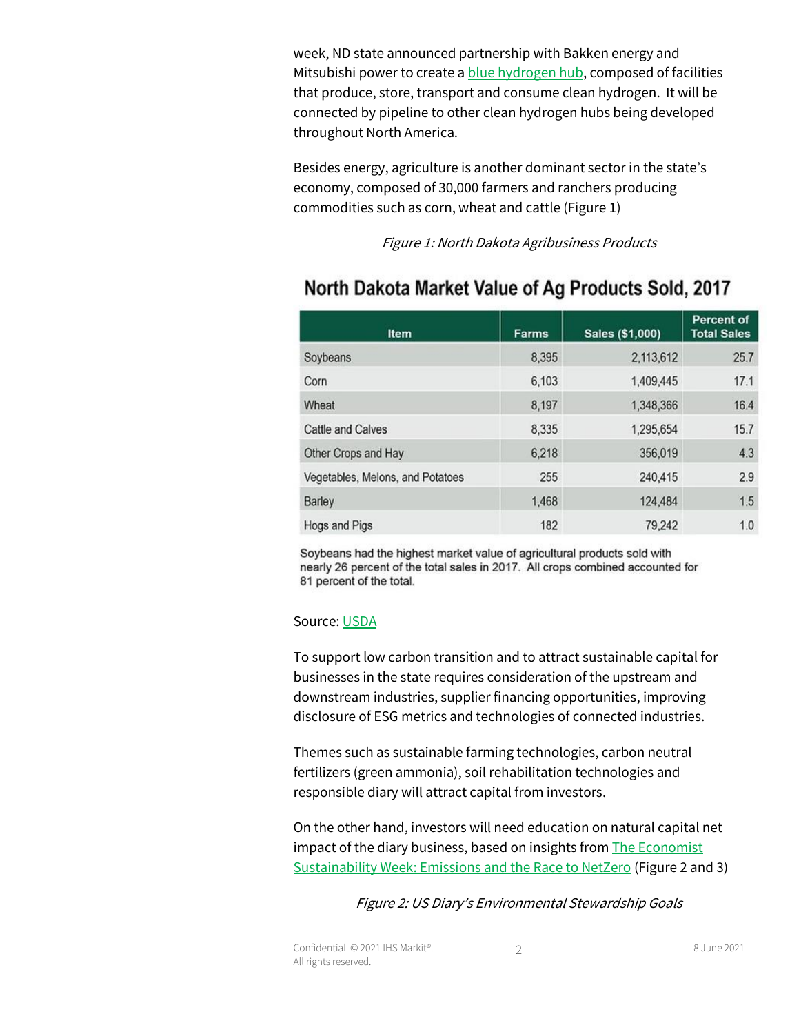week, ND state announced partnership with Bakken energy and Mitsubishi power to create a blue hydrogen hub, composed of facilities that produce, store, transport and consume clean hydrogen. It will be connected by pipeline to other clean hydrogen hubs being developed throughout North America.

Besides energy, agriculture is another dominant sector in the state's economy, composed of 30,000 farmers and ranchers producing commodities such as corn, wheat and cattle (Figure 1)

*Figure 1: North Dakota Agribusiness Products*

## North Dakota Market Value of Ag Products Sold, 2017

| Item | Farms | Sales ($1,000) | Percent of Total Sales |
|---|---|---|---|
| Soybeans | 8,395 | 2,113,612 | 25.7 |
| Corn | 6,103 | 1,409,445 | 17.1 |
| Wheat | 8,197 | 1,348,366 | 16.4 |
| Cattle and Calves | 8,335 | 1,295,654 | 15.7 |
| Other Crops and Hay | 6,218 | 356,019 | 4.3 |
| Vegetables, Melons, and Potatoes | 255 | 240,415 | 2.9 |
| Barley | 1,468 | 124,484 | 1.5 |
| Hogs and Pigs | 182 | 79,242 | 1.0 |

Soybeans had the highest market value of agricultural products sold with nearly 26 percent of the total sales in 2017. All crops combined accounted for 81 percent of the total.

Source: USDA

To support low carbon transition and to attract sustainable capital for businesses in the state requires consideration of the upstream and downstream industries, supplier financing opportunities, improving disclosure of ESG metrics and technologies of connected industries.

Themes such as sustainable farming technologies, carbon neutral fertilizers (green ammonia), soil rehabilitation technologies and responsible diary will attract capital from investors.

On the other hand, investors will need education on natural capital net impact of the diary business, based on insights from The Economist Sustainability Week: Emissions and the Race to NetZero (Figure 2 and 3)

*Figure 2: US Diary's Environmental Stewardship Goals*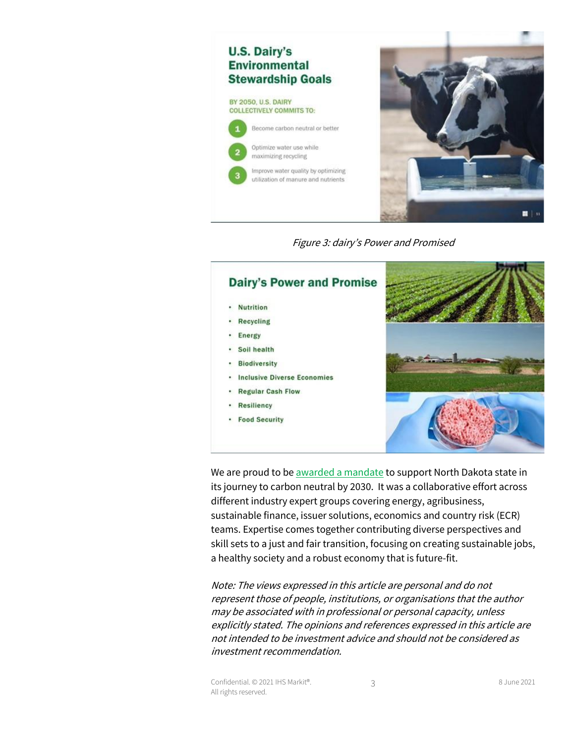## U.S. Dairy's Environmental Stewardship Goals

BY 2050, U.S. DAIRY COLLECTIVELY COMMITS TO:

1. Become carbon neutral or better
2. Optimize water use while maximizing recycling
3. Improve water quality by optimizing utilization of manure and nutrients

*Figure 3: dairy's Power and Promised*

## Dairy's Power and Promise

- Nutrition
- Recycling
- Energy
- Soil health
- Biodiversity
- Inclusive Diverse Economies
- Regular Cash Flow
- Resiliency
- Food Security

We are proud to be awarded a mandate to support North Dakota state in its journey to carbon neutral by 2030. It was a collaborative effort across different industry expert groups covering energy, agribusiness, sustainable finance, issuer solutions, economics and country risk (ECR) teams. Expertise comes together contributing diverse perspectives and skill sets to a just and fair transition, focusing on creating sustainable jobs, a healthy society and a robust economy that is future-fit.

*Note: The views expressed in this article are personal and do not represent those of people, institutions, or organisations that the author may be associated with in professional or personal capacity, unless explicitly stated. The opinions and references expressed in this article are not intended to be investment advice and should not be considered as investment recommendation.*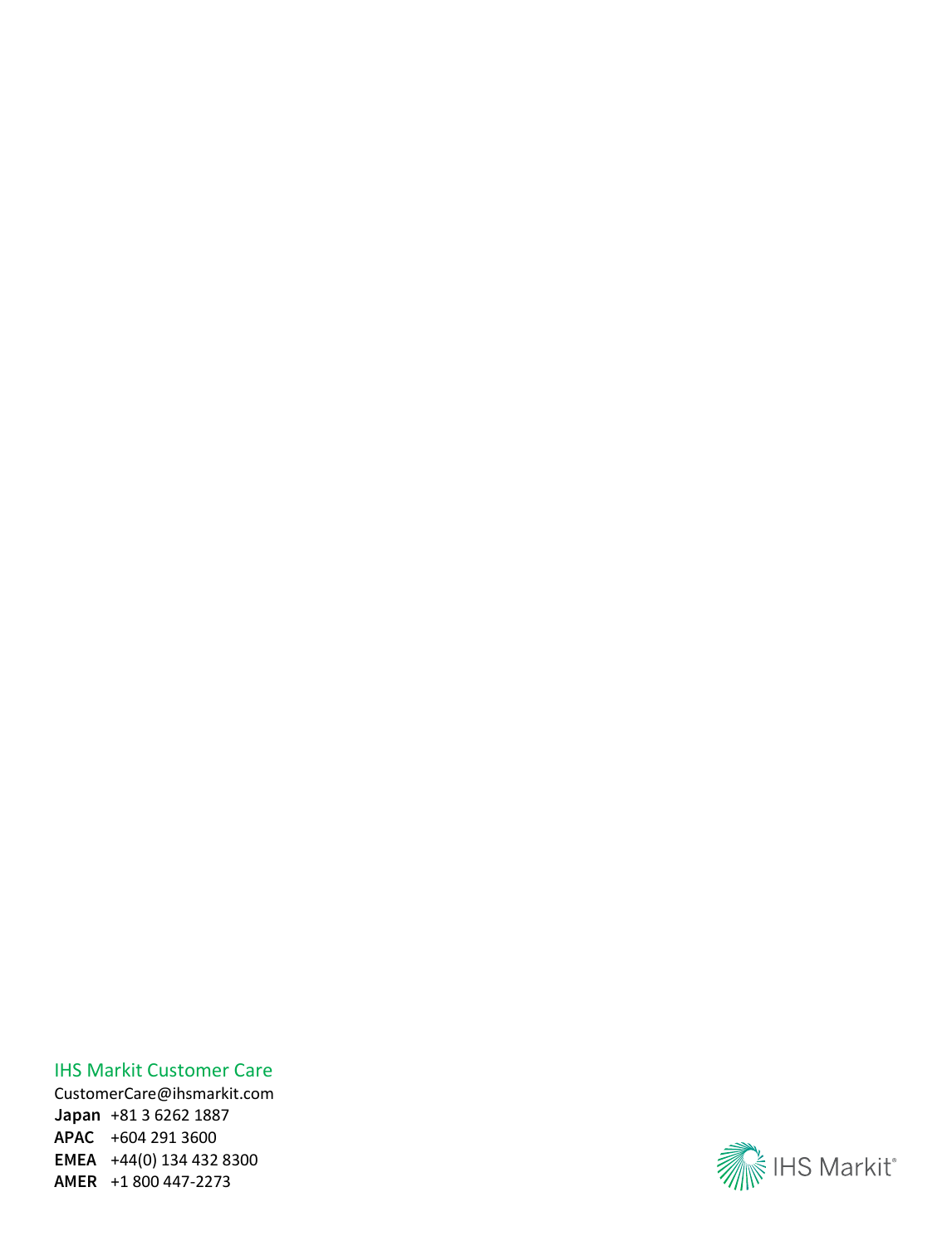IHS Markit Customer Care

CustomerCare@ihsmarkit.com

**Japan** +81 3 6262 1887

**APAC** +604 291 3600

**EMEA** +44(0) 134 432 8300

**AMER** +1 800 447-2273

IHS Markit®